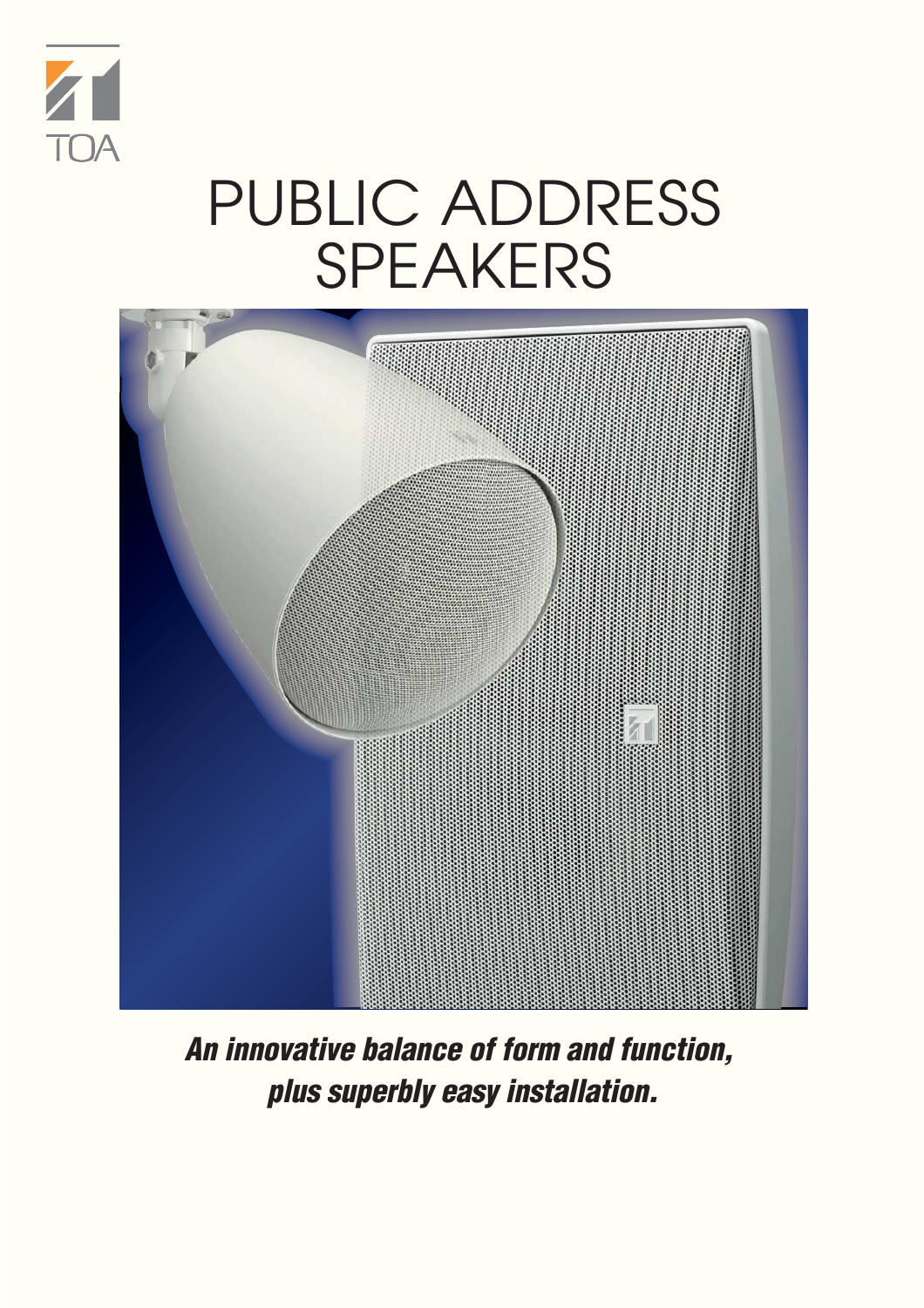TOA

# PUBLIC ADDRESS SPEAKERS

***An innovative balance of form and function, plus superbly easy installation.***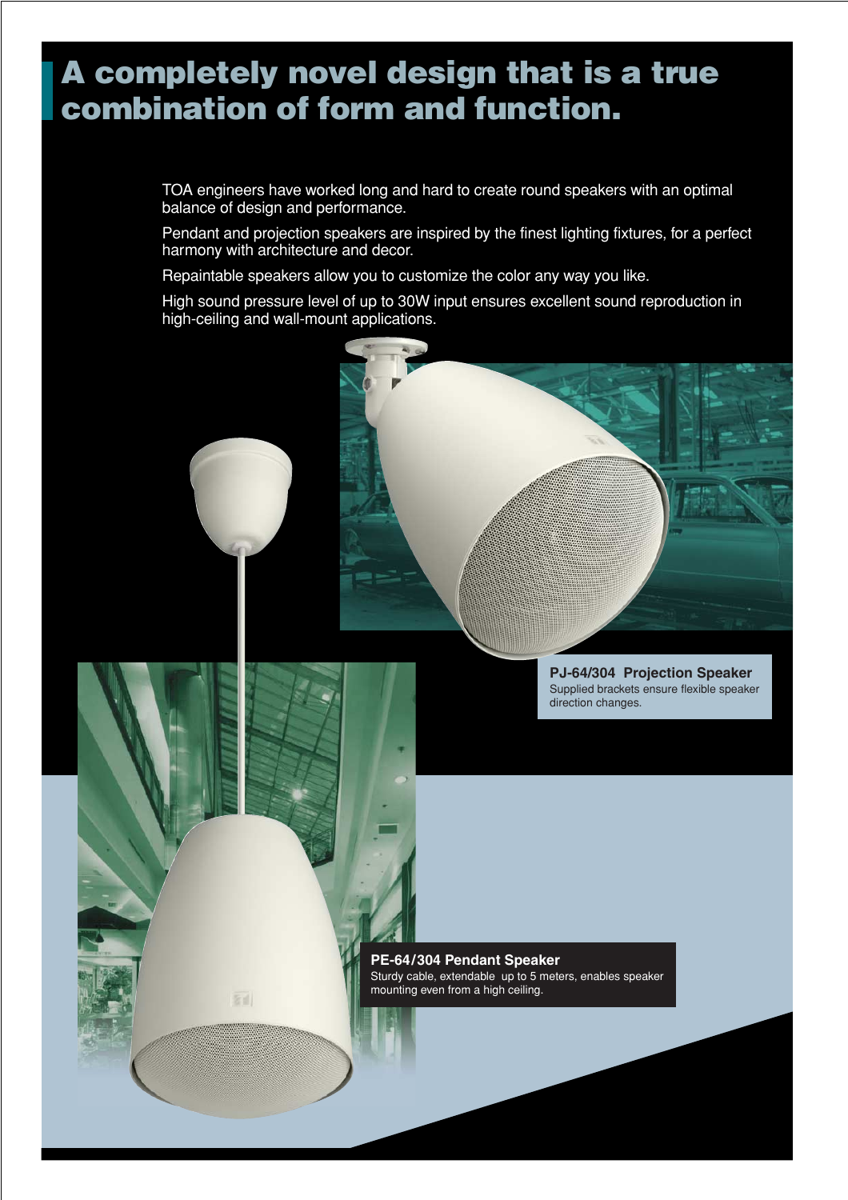# A completely novel design that is a true combination of form and function.

TOA engineers have worked long and hard to create round speakers with an optimal balance of design and performance.

Pendant and projection speakers are inspired by the finest lighting fixtures, for a perfect harmony with architecture and decor.

Repaintable speakers allow you to customize the color any way you like.

High sound pressure level of up to 30W input ensures excellent sound reproduction in high-ceiling and wall-mount applications.

**PJ-64/304 Projection Speaker**
Supplied brackets ensure flexible speaker direction changes.

**PE-64/304 Pendant Speaker**
Sturdy cable, extendable up to 5 meters, enables speaker mounting even from a high ceiling.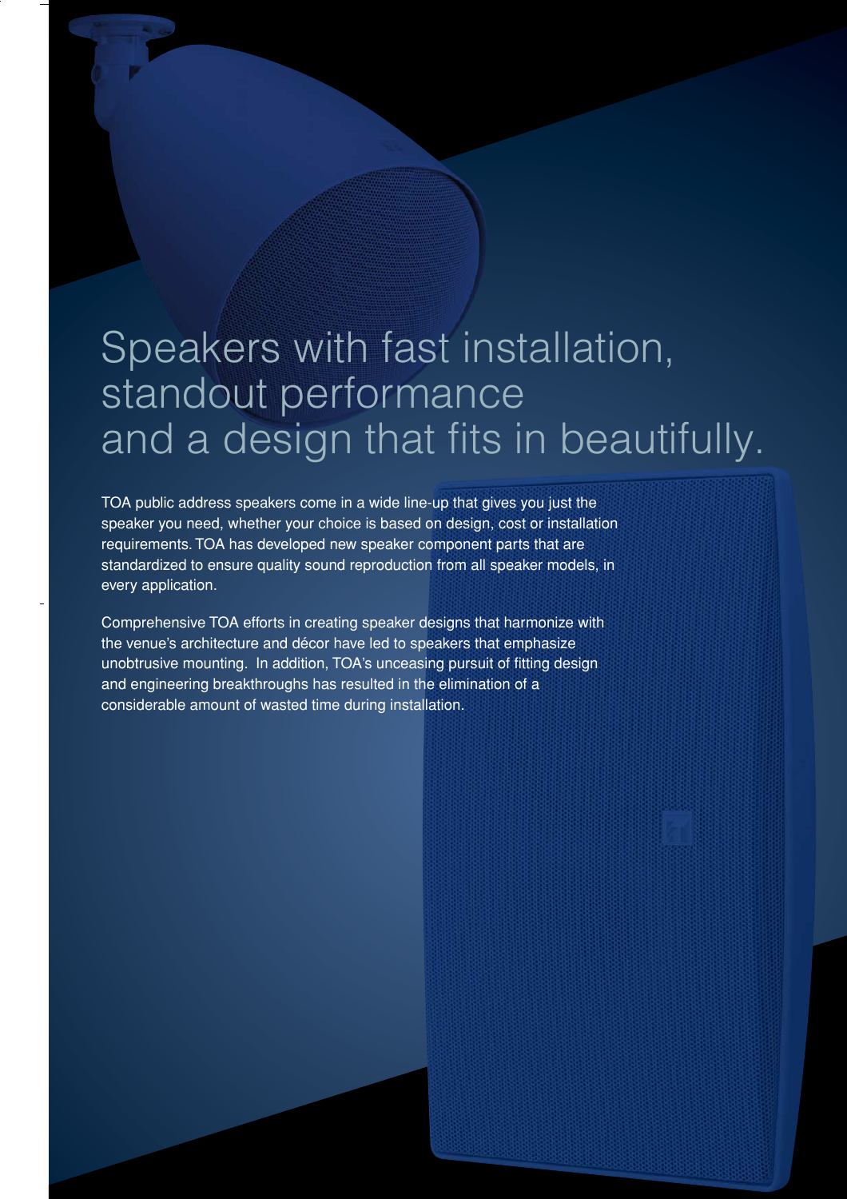# Speakers with fast installation, standout performance and a design that fits in beautifully.

TOA public address speakers come in a wide line-up that gives you just the speaker you need, whether your choice is based on design, cost or installation requirements. TOA has developed new speaker component parts that are standardized to ensure quality sound reproduction from all speaker models, in every application.

Comprehensive TOA efforts in creating speaker designs that harmonize with the venue's architecture and décor have led to speakers that emphasize unobtrusive mounting.  In addition, TOA's unceasing pursuit of fitting design and engineering breakthroughs has resulted in the elimination of a considerable amount of wasted time during installation.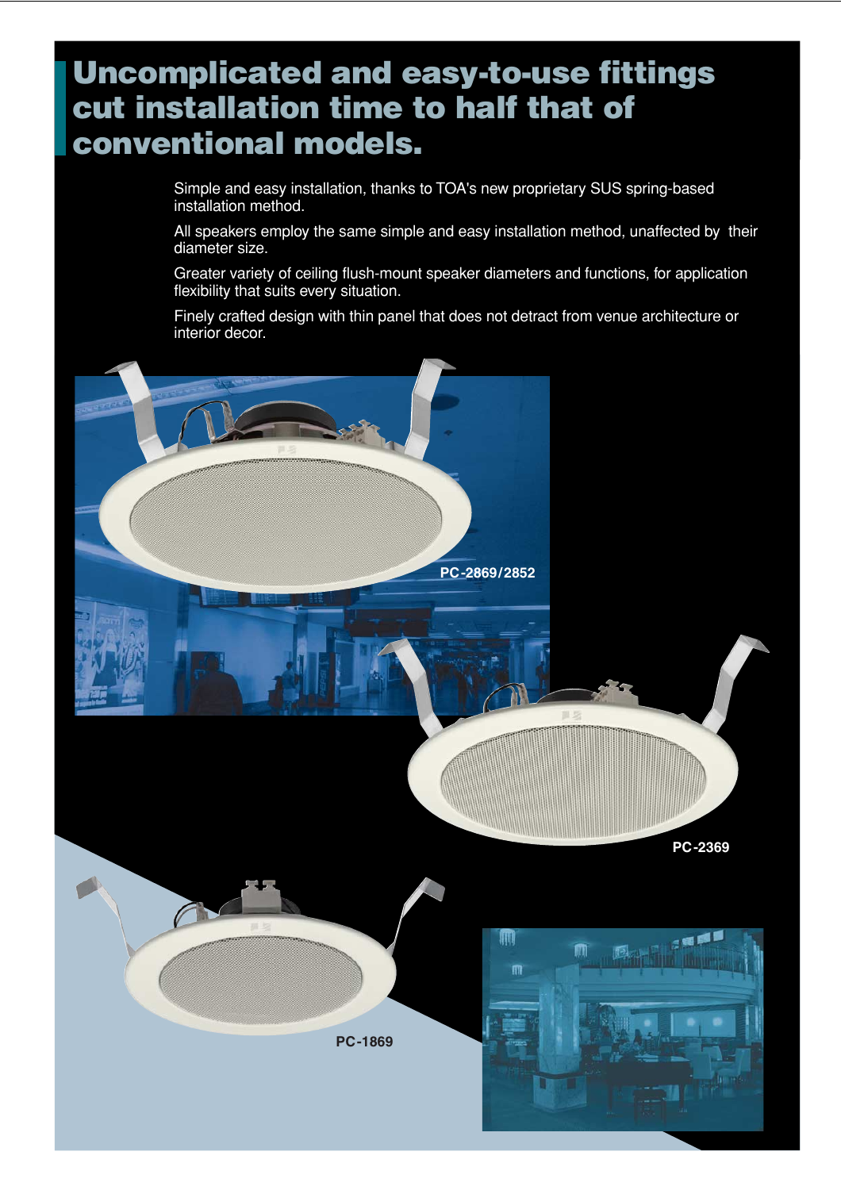# Uncomplicated and easy-to-use fittings cut installation time to half that of conventional models.

Simple and easy installation, thanks to TOA's new proprietary SUS spring-based installation method.

All speakers employ the same simple and easy installation method, unaffected by their diameter size.

Greater variety of ceiling flush-mount speaker diameters and functions, for application flexibility that suits every situation.

Finely crafted design with thin panel that does not detract from venue architecture or interior decor.

PC-2869/2852

PC-2369

PC-1869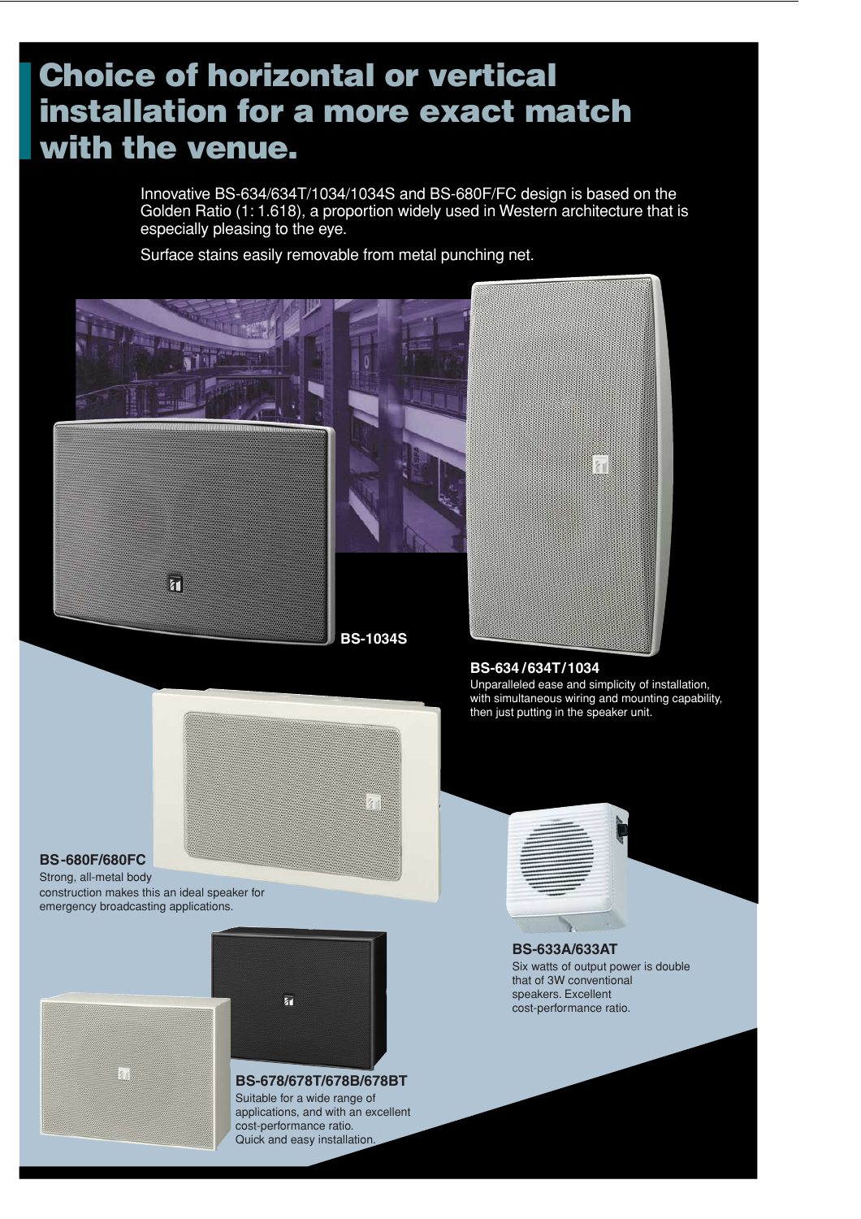# Choice of horizontal or vertical installation for a more exact match with the venue.

Innovative BS-634/634T/1034/1034S and BS-680F/FC design is based on the Golden Ratio (1: 1.618), a proportion widely used in Western architecture that is especially pleasing to the eye.

Surface stains easily removable from metal punching net.

**BS-1034S**

**BS-634 / 634T / 1034**

Unparalleled ease and simplicity of installation, with simultaneous wiring and mounting capability, then just putting in the speaker unit.

**BS-680F/680FC**

Strong, all-metal body construction makes this an ideal speaker for emergency broadcasting applications.

**BS-633A/633AT**

Six watts of output power is double that of 3W conventional speakers. Excellent cost-performance ratio.

**BS-678/678T/678B/678BT**

Suitable for a wide range of applications, and with an excellent cost-performance ratio.
Quick and easy installation.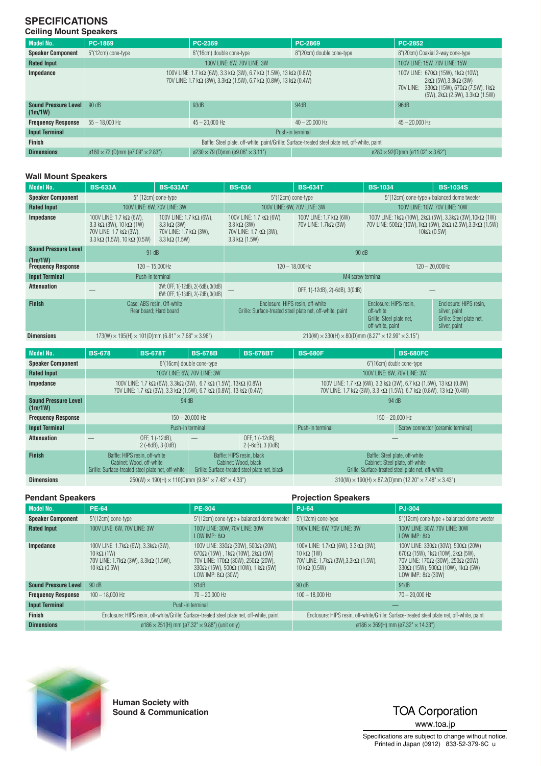## SPECIFICATIONS

### Ceiling Mount Speakers

| Model No. | PC-1869 | PC-2369 | PC-2869 | PC-2852 |
|---|---|---|---|---|
| Speaker Component | 5"(12cm) cone-type | 6"(16cm) double cone-type | 8"(20cm) double cone-type | 8"(20cm) Coaxial 2-way cone-type |
| Rated Input | 100V LINE: 6W, 70V LINE: 3W | | | 100V LINE: 15W, 70V LINE: 15W |
| Impedance | 100V LINE: 1.7 kΩ (6W), 3.3 kΩ (3W), 6.7 kΩ (1.5W), 13 kΩ (0.8W) 70V LINE: 1.7 kΩ (3W), 3.3kΩ (1.5W), 6.7 kΩ (0.8W), 13 kΩ (0.4W) | | | 100V LINE: 670Ω (15W), 1kΩ (10W), 2kΩ (5W),3.3kΩ (3W) 70V LINE: 330Ω (15W), 670Ω (7.5W), 1kΩ (5W), 2kΩ (2.5W), 3.3kΩ (1.5W) |
| Sound Pressure Level (1m/1W) | 90 dB | 93dB | 94dB | 96dB |
| Frequency Response | 55 – 18,000 Hz | 45 – 20,000 Hz | 40 – 20,000 Hz | 45 – 20,000 Hz |
| Input Terminal | Push-in terminal | | | |
| Finish | Baffle: Steel plate, off-white, paint/Grille: Surface-treated steel plate net, off-white, paint | | | |
| Dimensions | ø180 × 72 (D)mm (ø7.09" × 2.83") | ø230 × 79 (D)mm (ø9.06" × 3.11") | ø280 × 92(D)mm (ø11.02" × 3.62") | |

### Wall Mount Speakers

| Model No. | BS-633A | BS-633AT | BS-634 | BS-634T | BS-1034 | BS-1034S |
|---|---|---|---|---|---|---|
| Speaker Component | 5" (12cm) cone-type | | 5"(12cm) cone-type | | 5"(12cm) cone-type + balanced dome tweeter | |
| Rated Input | 100V LINE: 6W, 70V LINE: 3W | | 100V LINE: 6W, 70V LINE: 3W | | 100V LINE: 10W, 70V LINE: 10W | |
| Impedance | 100V LINE: 1.7 kΩ (6W), 3.3 kΩ (3W), 10 kΩ (1W) 70V LINE: 1.7 kΩ (3W), 3.3 kΩ (1.5W), 10 kΩ (0.5W) | 100V LINE: 1.7 kΩ (6W), 3.3 kΩ (3W) 70V LINE: 1.7 kΩ (3W), 3.3 kΩ (1.5W) | 100V LINE: 1.7 kΩ (6W), 3.3 kΩ (3W) 70V LINE: 1.7 kΩ (3W), 3.3 kΩ (1.5W) | 100V LINE: 1.7 kΩ (6W) 70V LINE: 1.7kΩ (3W) | 100V LINE: 1kΩ (10W), 2kΩ (5W), 3.3kΩ (3W),10kΩ (1W) 70V LINE: 500Ω (10W),1kΩ (5W), 2kΩ (2.5W),3.3kΩ (1.5W) 10kΩ (0.5W) | |
| Sound Pressure Level (1m/1W) | 91 dB | | 90 dB | | | |
| Frequency Response | 120 – 15,000Hz | | 120 – 18,000Hz | | 120 – 20,000Hz | |
| Input Terminal | Push-in terminal | | M4 screw terminal | | | |
| Attenuation | — | 3W: OFF, 1(-12dB), 2(-6dB), 3(0dB) 6W: OFF, 1(-13dB), 2(-7dB), 3(0dB) | — | OFF, 1(-12dB), 2(-6dB), 3(0dB) | — | |
| Finish | Case: ABS resin, Off-white Rear board: Hard board | | Enclosure: HIPS resin, off-white Grille: Surface-treated steel plate net, off-white, paint | | Enclosure: HIPS resin, off-white Grille: Steel plate net, off-white, paint | Enclosure: HIPS resin, silver, paint Grille: Steel plate net, silver, paint |
| Dimensions | 173(W) × 195(H) × 101(D)mm (6.81" × 7.68" × 3.98") | | 210(W) × 330(H) × 80(D)mm (8.27" × 12.99" × 3.15") | | | |

| Model No. | BS-678 | BS-678T | BS-678B | BS-678BT | BS-680F | BS-680FC |
|---|---|---|---|---|---|---|
| Speaker Component | 6"(16cm) double cone-type | | | | 6"(16cm) double cone-type | |
| Rated Input | 100V LINE: 6W, 70V LINE: 3W | | | | 100V LINE: 6W, 70V LINE: 3W | |
| Impedance | 100V LINE: 1.7 kΩ (6W), 3.3kΩ (3W), 6.7 kΩ (1.5W), 13kΩ (0.8W) 70V LINE: 1.7 kΩ (3W), 3.3 kΩ (1.5W), 6.7 kΩ (0.8W), 13 kΩ (0.4W) | | | | 100V LINE: 1.7 kΩ (6W), 3.3 kΩ (3W), 6.7 kΩ (1.5W), 13 kΩ (0.8W) 70V LINE: 1.7 kΩ (3W), 3.3 kΩ (1.5W), 6.7 kΩ (0.8W), 13 kΩ (0.4W) | |
| Sound Pressure Level (1m/1W) | 94 dB | | | | 94 dB | |
| Frequency Response | 150 – 20,000 Hz | | | | 150 – 20,000 Hz | |
| Input Terminal | Push-in terminal | | | | Push-in terminal | Screw connector (ceramic terminal) |
| Attenuation | — | OFF, 1 (-12dB), 2 (-6dB), 3 (0dB) | — | OFF, 1 (-12dB), 2 (-6dB), 3 (0dB) | — | |
| Finish | Baffle: HIPS resin, off-white Cabinet: Wood, off-white Grille: Surface-treated steel plate net, off-white | | Baffle: HIPS resin, black Cabinet: Wood, black Grille: Surface-treated steel plate net, black | | Baffle: Steel plate, off-white Cabinet: Steel plate, off-white Grille: Surface-treated steel plate net, off-white | |
| Dimensions | 250(W) × 190(H) × 110(D)mm (9.84" × 7.48" × 4.33") | | | | 310(W) × 190(H) × 87.2(D)mm (12.20" × 7.48" × 3.43") | |

### Pendant Speakers / Projection Speakers

| Model No. | PE-64 | PE-304 | PJ-64 | PJ-304 |
|---|---|---|---|---|
| Speaker Component | 5"(12cm) cone-type | 5"(12cm) cone-type + balanced dome tweeter | 5"(12cm) cone-type | 5"(12cm) cone-type + balanced dome tweeter |
| Rated Input | 100V LINE: 6W, 70V LINE: 3W | 100V LINE: 30W, 70V LINE: 30W LOW IMP.: 8Ω | 100V LINE: 6W, 70V LINE: 3W | 100V LINE: 30W, 70V LINE: 30W LOW IMP.: 8Ω |
| Impedance | 100V LINE: 1.7kΩ (6W), 3.3kΩ (3W), 10 kΩ (1W) 70V LINE: 1.7kΩ (3W), 3.3kΩ (1.5W), 10 kΩ (0.5W) | 100V LINE: 330Ω (30W), 500Ω (20W), 670Ω (15W) , 1kΩ (10W), 2kΩ (5W) 70V LINE: 170Ω (30W), 250Ω (20W), 330Ω (15W), 500Ω (10W), 1 kΩ (5W) LOW IMP: 8Ω (30W) | 100V LINE: 1.7kΩ (6W), 3.3kΩ (3W), 10 kΩ (1W) 70V LINE: 1.7kΩ (3W),3.3kΩ (1.5W), 10 kΩ (0.5W) | 100V LINE: 330Ω (30W), 500Ω (20W) 670Ω (15W), 1kΩ (10W), 2kΩ (5W), 70V LINE: 170Ω (30W), 250Ω (20W), 330Ω (15W), 500Ω (10W), 1kΩ (5W) LOW IMP.: 8Ω (30W) |
| Sound Pressure Level | 90 dB | 91dB | 90 dB | 91dB |
| Frequency Response | 100 – 18,000 Hz | 70 – 20,000 Hz | 100 – 18,000 Hz | 70 – 20,000 Hz |
| Input Terminal | Push-in terminal | | — | |
| Finish | Enclosure: HIPS resin, off-white/Grille: Surface-treated steel plate net, off-white, paint | | Enclosure: HIPS resin, off-white/Grille: Surface-treated steel plate net, off-white, paint | |
| Dimensions | ø186 × 251(H) mm (ø7.32" × 9.88") (unit only) | | ø186 × 369(H) mm (ø7.32" × 14.33") | |

**Human Society with Sound & Communication**

TOA Corporation
www.toa.jp

Specifications are subject to change without notice.
Printed in Japan (0912) 833-52-379-6C u